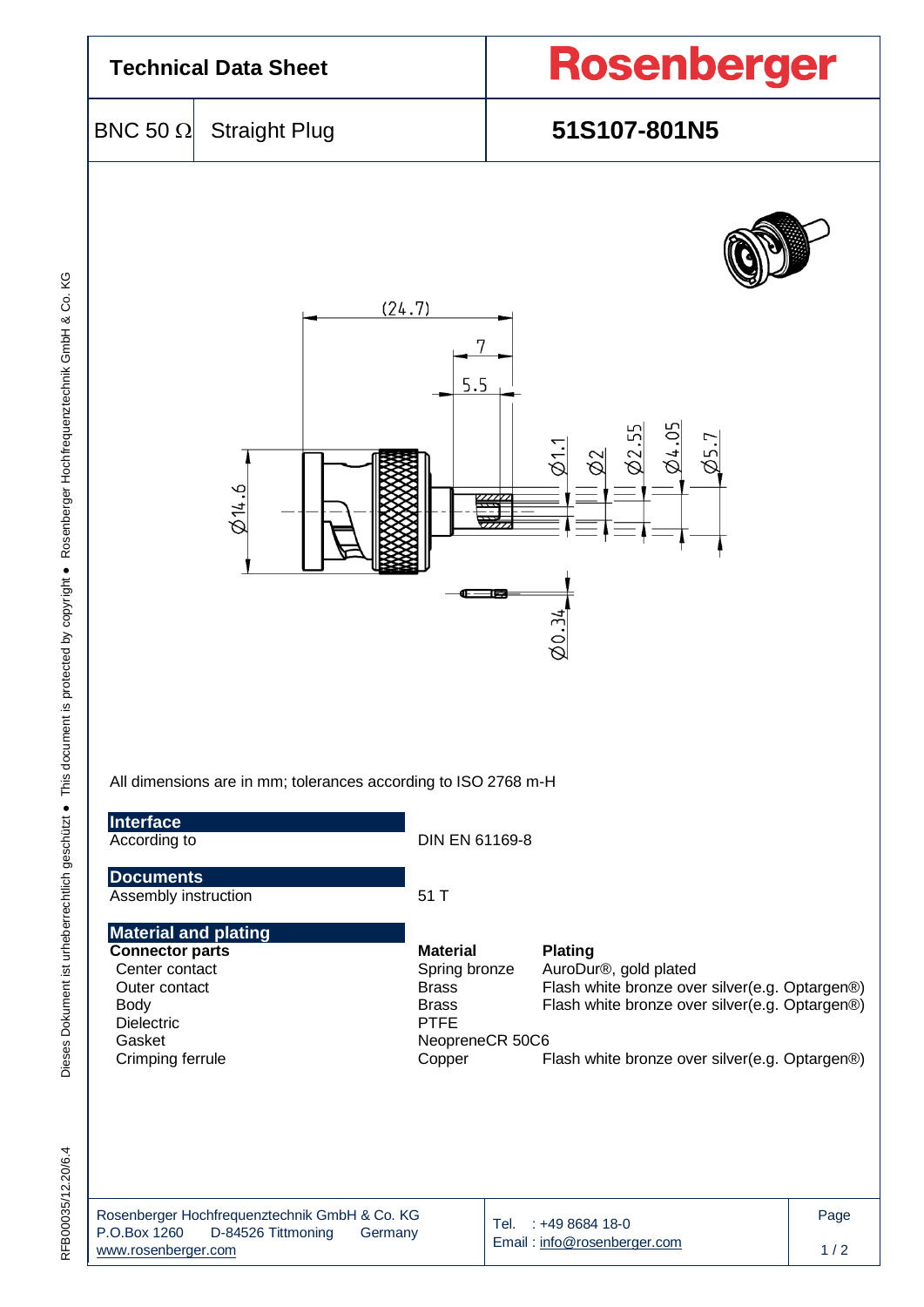# Technical Data Sheet

**Rosenberger**

| BNC 50 Ω | Straight Plug | **51S107-801N5** |
|---|---|---|

All dimensions are in mm; tolerances according to ISO 2768 m-H

## Interface

| | |
|---|---|
| According to | DIN EN 61169-8 |

## Documents

| | |
|---|---|
| Assembly instruction | 51 T |

## Material and plating

| **Connector parts** | **Material** | **Plating** |
|---|---|---|
| Center contact | Spring bronze | AuroDur®, gold plated |
| Outer contact | Brass | Flash white bronze over silver(e.g. Optargen®) |
| Body | Brass | Flash white bronze over silver(e.g. Optargen®) |
| Dielectric | PTFE | |
| Gasket | NeopreneCR 50C6 | |
| Crimping ferrule | Copper | Flash white bronze over silver(e.g. Optargen®) |

Rosenberger Hochfrequenztechnik GmbH & Co. KG
P.O.Box 1260 D-84526 Tittmoning Germany
www.rosenberger.com

Tel. : +49 8684 18-0
Email : info@rosenberger.com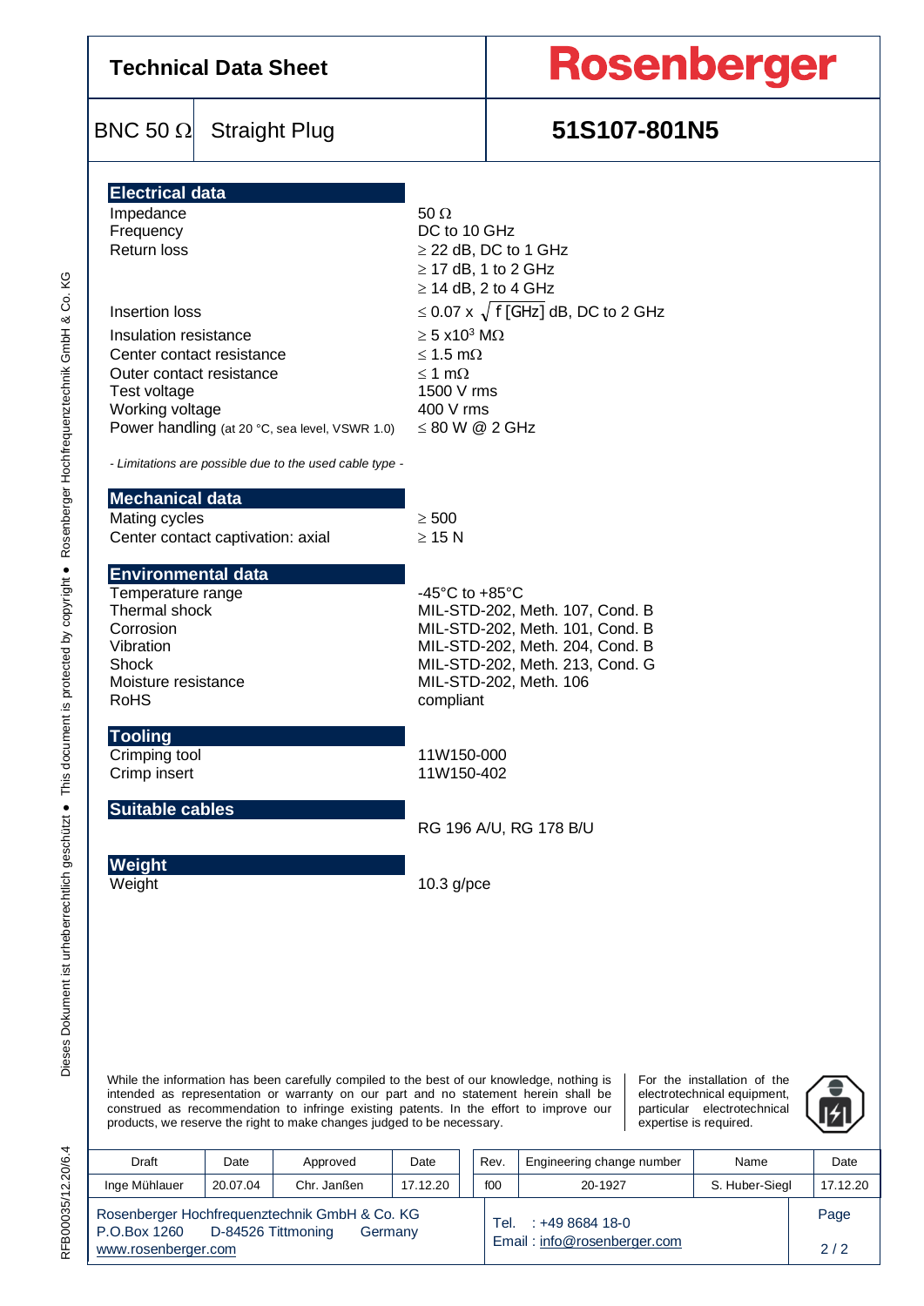# Technical Data Sheet

**Rosenberger**

BNC 50 Ω | Straight Plug | **51S107-801N5**

## Electrical data

| | |
|---|---|
| Impedance | 50 Ω |
| Frequency | DC to 10 GHz |
| Return loss | ≥ 22 dB, DC to 1 GHz<br>≥ 17 dB, 1 to 2 GHz<br>≥ 14 dB, 2 to 4 GHz |
| Insertion loss | $\leq 0.07 \times \sqrt{f\,[\text{GHz}]}$ dB, DC to 2 GHz |
| Insulation resistance | $\geq 5 \times 10^3$ MΩ |
| Center contact resistance | ≤ 1.5 mΩ |
| Outer contact resistance | ≤ 1 mΩ |
| Test voltage | 1500 V rms |
| Working voltage | 400 V rms |
| Power handling (at 20 °C, sea level, VSWR 1.0) | ≤ 80 W @ 2 GHz |

*- Limitations are possible due to the used cable type -*

## Mechanical data

| | |
|---|---|
| Mating cycles | ≥ 500 |
| Center contact captivation: axial | ≥ 15 N |

## Environmental data

| | |
|---|---|
| Temperature range | -45°C to +85°C |
| Thermal shock | MIL-STD-202, Meth. 107, Cond. B |
| Corrosion | MIL-STD-202, Meth. 101, Cond. B |
| Vibration | MIL-STD-202, Meth. 204, Cond. B |
| Shock | MIL-STD-202, Meth. 213, Cond. G |
| Moisture resistance | MIL-STD-202, Meth. 106 |
| RoHS | compliant |

## Tooling

| | |
|---|---|
| Crimping tool | 11W150-000 |
| Crimp insert | 11W150-402 |

## Suitable cables

RG 196 A/U, RG 178 B/U

## Weight

| | |
|---|---|
| Weight | 10.3 g/pce |

While the information has been carefully compiled to the best of our knowledge, nothing is intended as representation or warranty on our part and no statement herein shall be construed as recommendation to infringe existing patents. In the effort to improve our products, we reserve the right to make changes judged to be necessary.

For the installation of the electrotechnical equipment, particular electrotechnical expertise is required.

| Draft | Date | Approved | Date | Rev. | Engineering change number | Name | Date |
|---|---|---|---|---|---|---|---|
| Inge Mühlauer | 20.07.04 | Chr. Janßen | 17.12.20 | f00 | 20-1927 | S. Huber-Siegl | 17.12.20 |

Rosenberger Hochfrequenztechnik GmbH & Co. KG
P.O.Box 1260 D-84526 Tittmoning Germany
www.rosenberger.com

Tel. : +49 8684 18-0
Email : info@rosenberger.com

RFB00035/12.20/6.4

Dieses Dokument ist urheberrechtlich geschützt ● This document is protected by copyright ● Rosenberger Hochfrequenztechnik GmbH & Co. KG